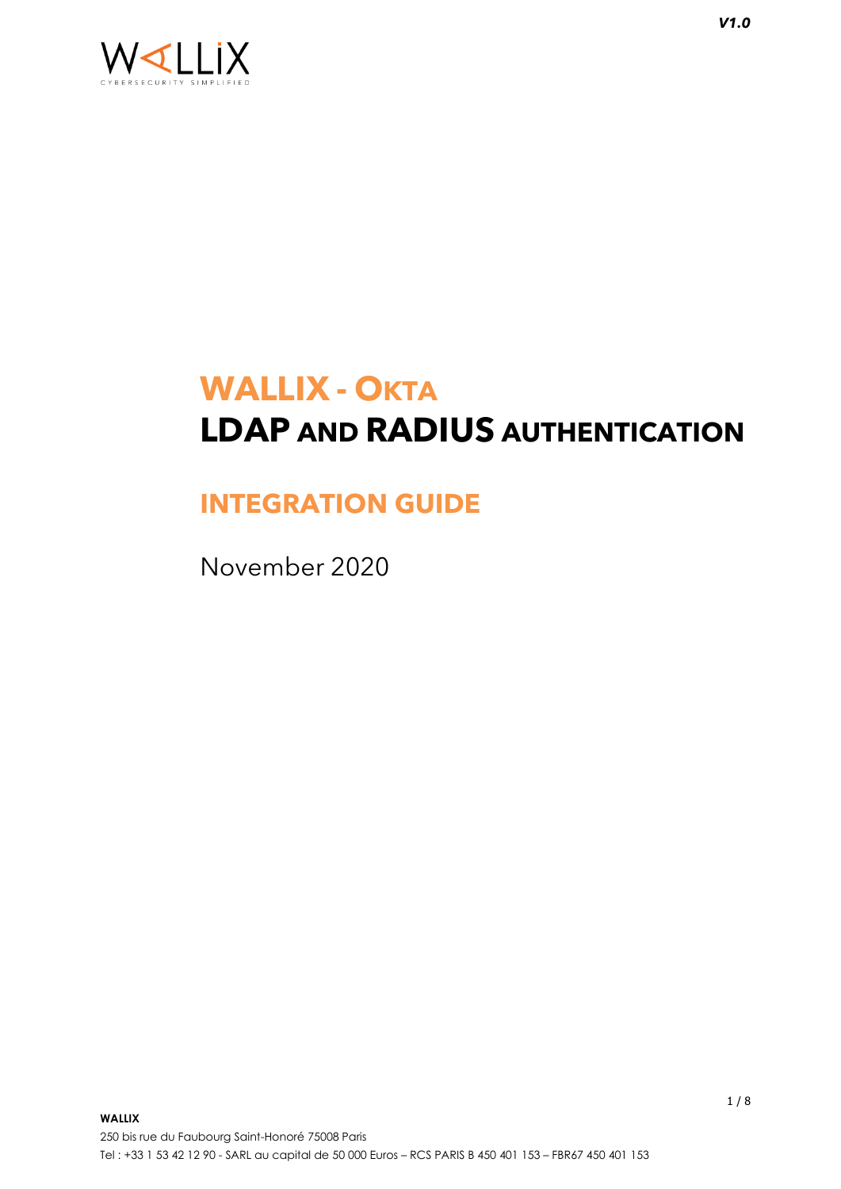V1.0

# WALLIX - OKTA
# LDAP AND RADIUS AUTHENTICATION

## INTEGRATION GUIDE

November 2020

**WALLIX**

250 bis rue du Faubourg Saint-Honoré 75008 Paris

Tel : +33 1 53 42 12 90 - SARL au capital de 50 000 Euros – RCS PARIS B 450 401 153 – FBR67 450 401 153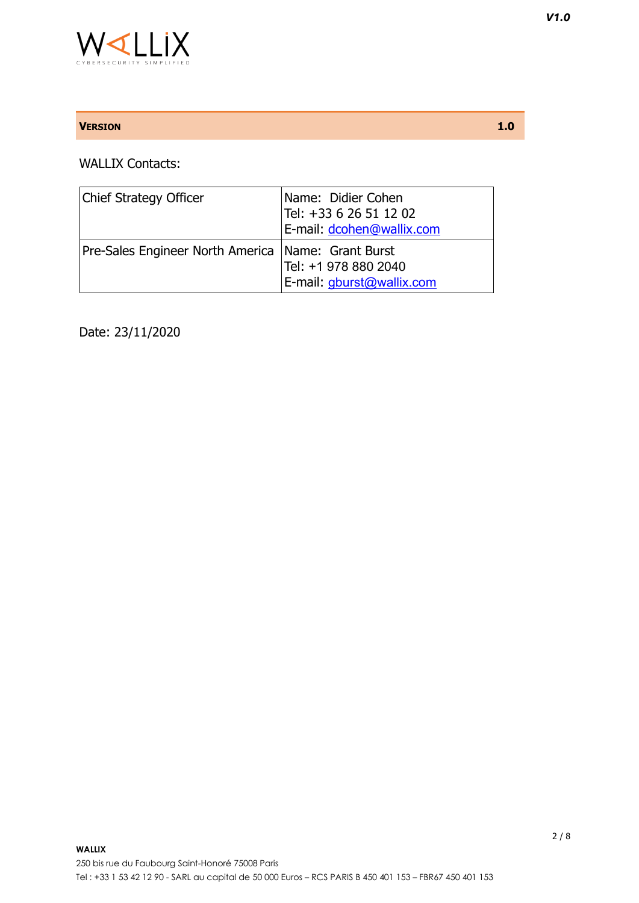| **VERSION** | **1.0** |
|---|---|

WALLIX Contacts:

| Chief Strategy Officer | Name: Didier Cohen<br>Tel: +33 6 26 51 12 02<br>E-mail: dcohen@wallix.com |
|---|---|
| Pre-Sales Engineer North America | Name: Grant Burst<br>Tel: +1 978 880 2040<br>E-mail: gburst@wallix.com |

Date: 23/11/2020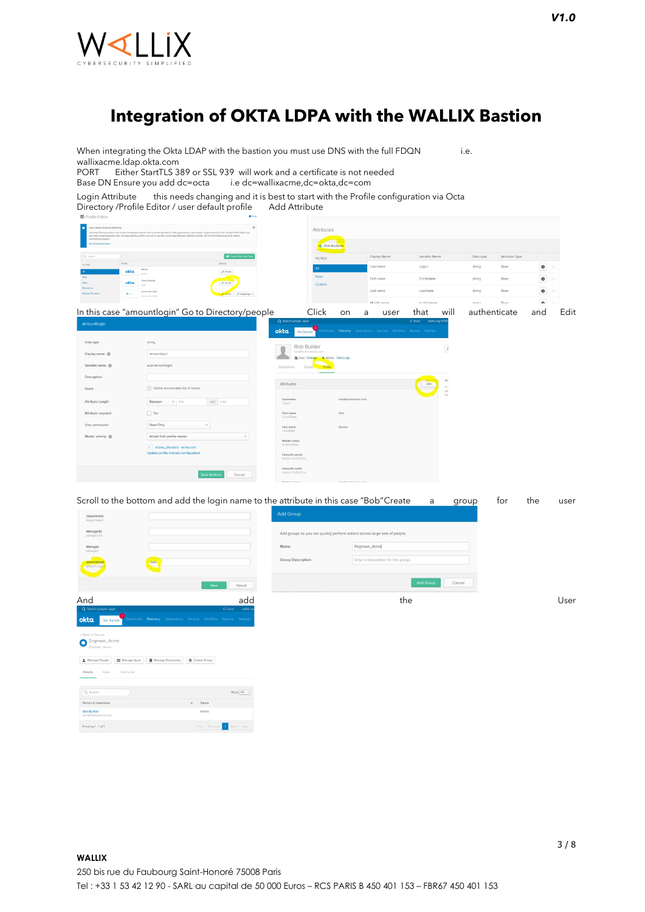# Integration of OKTA LDPA with the WALLIX Bastion

When integrating the Okta LDAP with the bastion you must use DNS with the full FDQN i.e. wallixacme.ldap.okta.com

PORT Either StartTLS 389 or SSL 939 will work and a certificate is not needed

Base DN Ensure you add dc=octa i.e dc=wallixacme,dc=okta,dc=com

Login Attribute this needs changing and it is best to start with the Profile configuration via Octa Directory /Profile Editor / user default profile Add Attribute

In this case "amountlogin" Go to Directory/people Click on a user that will authenticate and Edit

Scroll to the bottom and add the login name to the attribute in this case "Bob"Create a group for the user

And add the User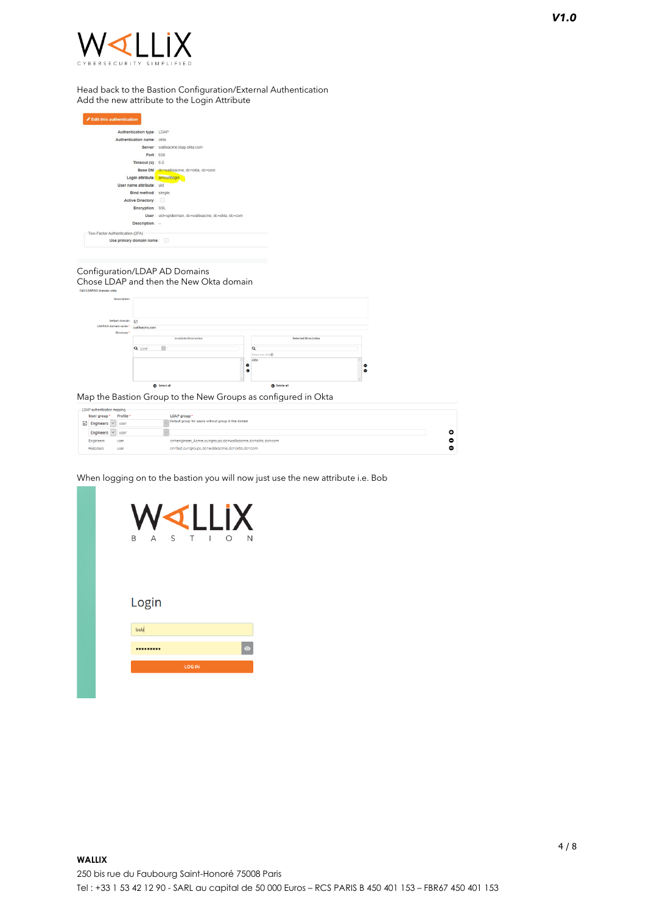Head back to the Bastion Configuration/External Authentication
Add the new attribute to the Login Attribute

Edit this authentication

| | |
|---|---|
| Authentication type | LDAP |
| Authentication name | okta |
| Server | wallixacme.ldap.okta.com |
| Port | 636 |
| Timeout (s) | 6.0 |
| Base DN | dc=wallixacme, dc=okta, dc=com |
| Login attribute | amountlogin |
| User name attribute | uid |
| Bind method | simple |
| Active Directory | |
| Encryption | SSL |
| User | uid=spiderman, dc=wallixacme, dc=okta, dc=com |
| Description | – |

Two-Factor Authentication (2FA)

Use primary domain name

Configuration/LDAP AD Domains
Chose LDAP and then the New Okta domain

Edit LDAP/AD domain: okta

Description:

Default domain

LDAP/AD domain name: wallixacme.com

Directory:

| Available Directories | Selected Directories |
|---|---|
| LDAP | okta |

Select all | Delete all

Map the Bastion Group to the New Groups as configured in Okta

LDAP authentication mapping

| User group | Profile | LDAP group |
|---|---|---|
| Engineers | user | Default group for users without group in this domain |
| Engineers | user | |
| Engineers | user | cn=engineer_Acme,ou=groups,dc=wallixacme,dc=okta,dc=com |
| Helpdesk | user | cn=test,ou=groups,dc=wallixacme,dc=okta,dc=com |

When logging on to the bastion you will now just use the new attribute i.e. Bob

WALLIX BASTION

Login

bob

•••••••••

LOG IN

**WALLIX**
250 bis rue du Faubourg Saint-Honoré 75008 Paris
Tel : +33 1 53 42 12 90 - SARL au capital de 50 000 Euros – RCS PARIS B 450 401 153 – FBR67 450 401 153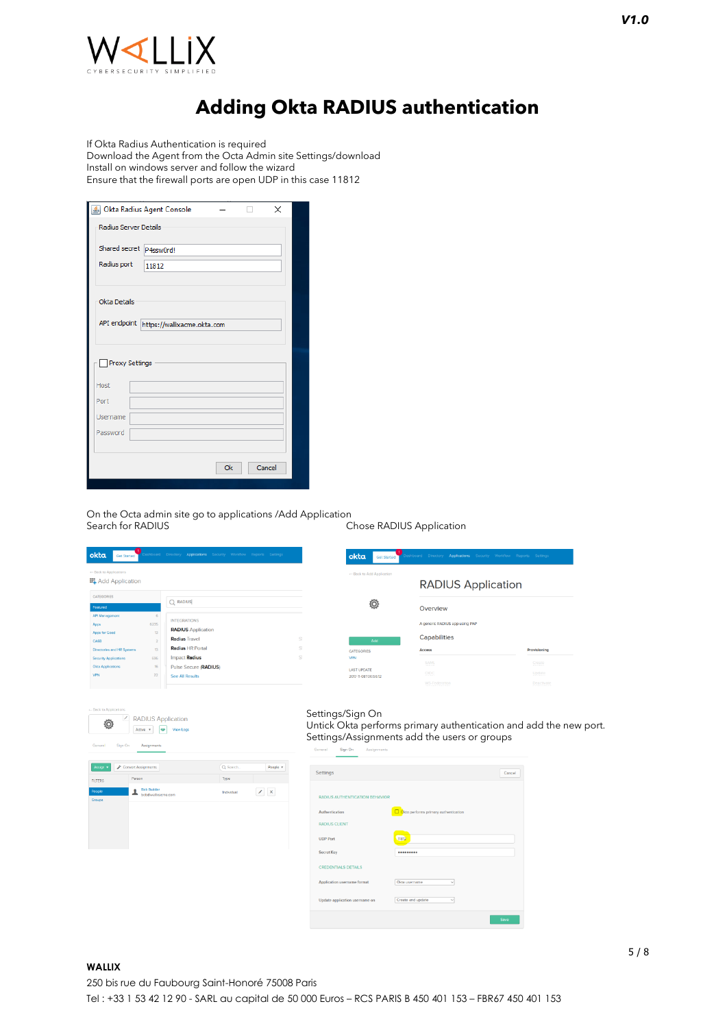V1.0

# Adding Okta RADIUS authentication

If Okta Radius Authentication is required
Download the Agent from the Octa Admin site Settings/download
Install on windows server and follow the wizard
Ensure that the firewall ports are open UDP in this case 11812

On the Octa admin site go to applications /Add Application
Search for RADIUS

Chose RADIUS Application

Settings/Sign On
Untick Okta performs primary authentication and add the new port.
Settings/Assignments add the users or groups

**WALLIX**
250 bis rue du Faubourg Saint-Honoré 75008 Paris
Tel : +33 1 53 42 12 90 - SARL au capital de 50 000 Euros – RCS PARIS B 450 401 153 – FBR67 450 401 153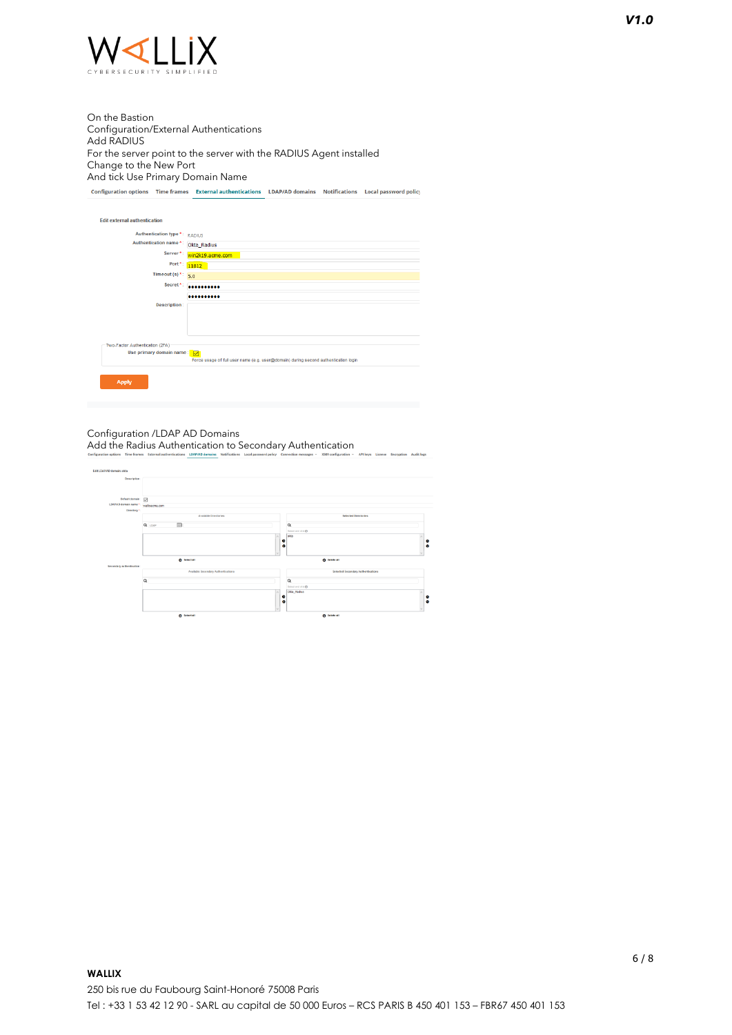On the Bastion
Configuration/External Authentications
Add RADIUS
For the server point to the server with the RADIUS Agent installed
Change to the New Port
And tick Use Primary Domain Name

Configuration options | Time frames | External authentications | LDAP/AD domains | Notifications | Local password policy

Edit external authentication

Authentication type * RADIUS
Authentication name * Okta_Radius
Server * win2k19.acme.com
Port * 11812
Timeout (s) * 5.0
Secret * ••••••••••
••••••••••
Description

Two-Factor Authentication (2FA)
Use primary domain name ☑
Force usage of full user name (e.g. user@domain) during second authentication login

Apply

Configuration /LDAP AD Domains
Add the Radius Authentication to Secondary Authentication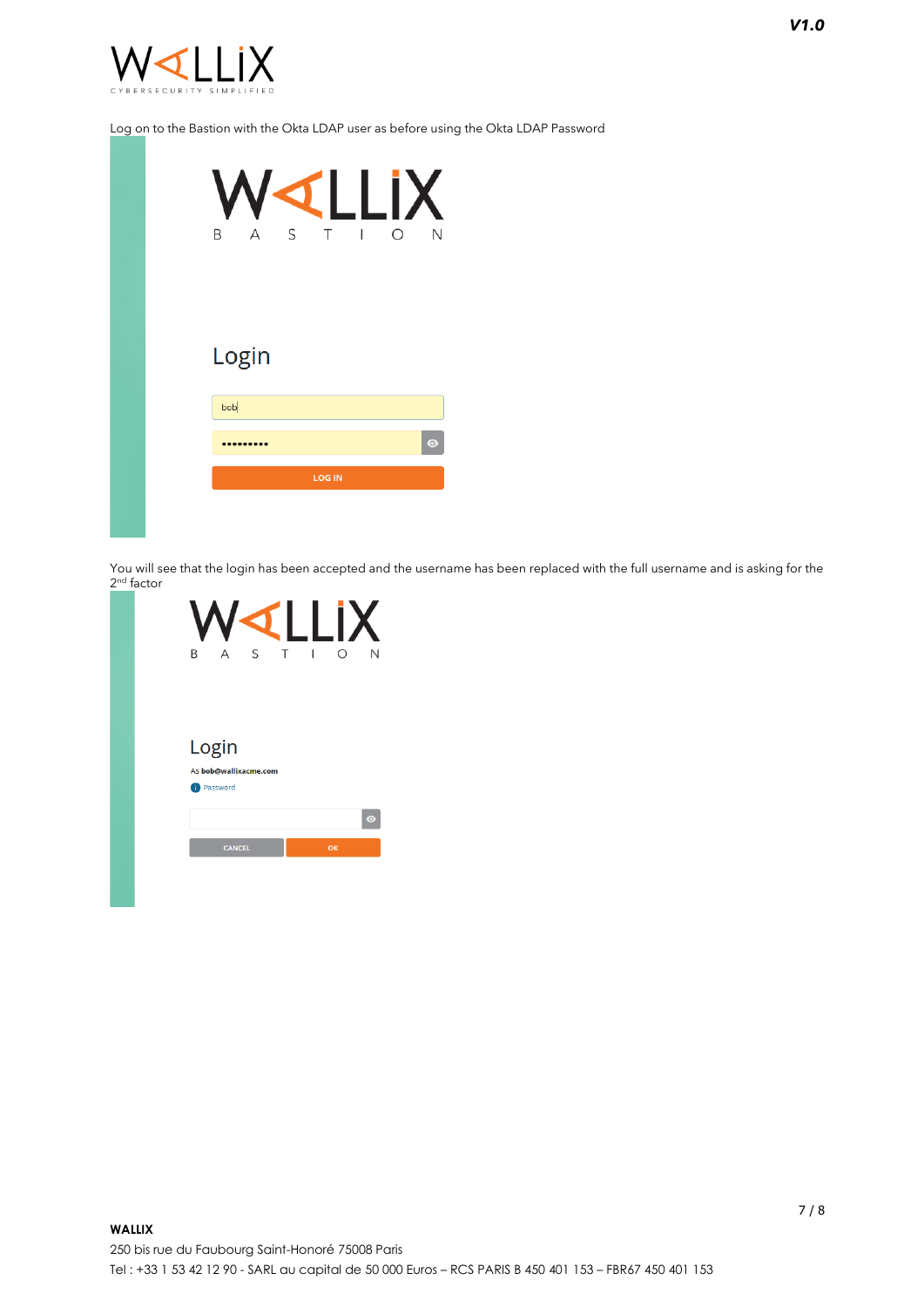Log on to the Bastion with the Okta LDAP user as before using the Okta LDAP Password

You will see that the login has been accepted and the username has been replaced with the full username and is asking for the 2nd factor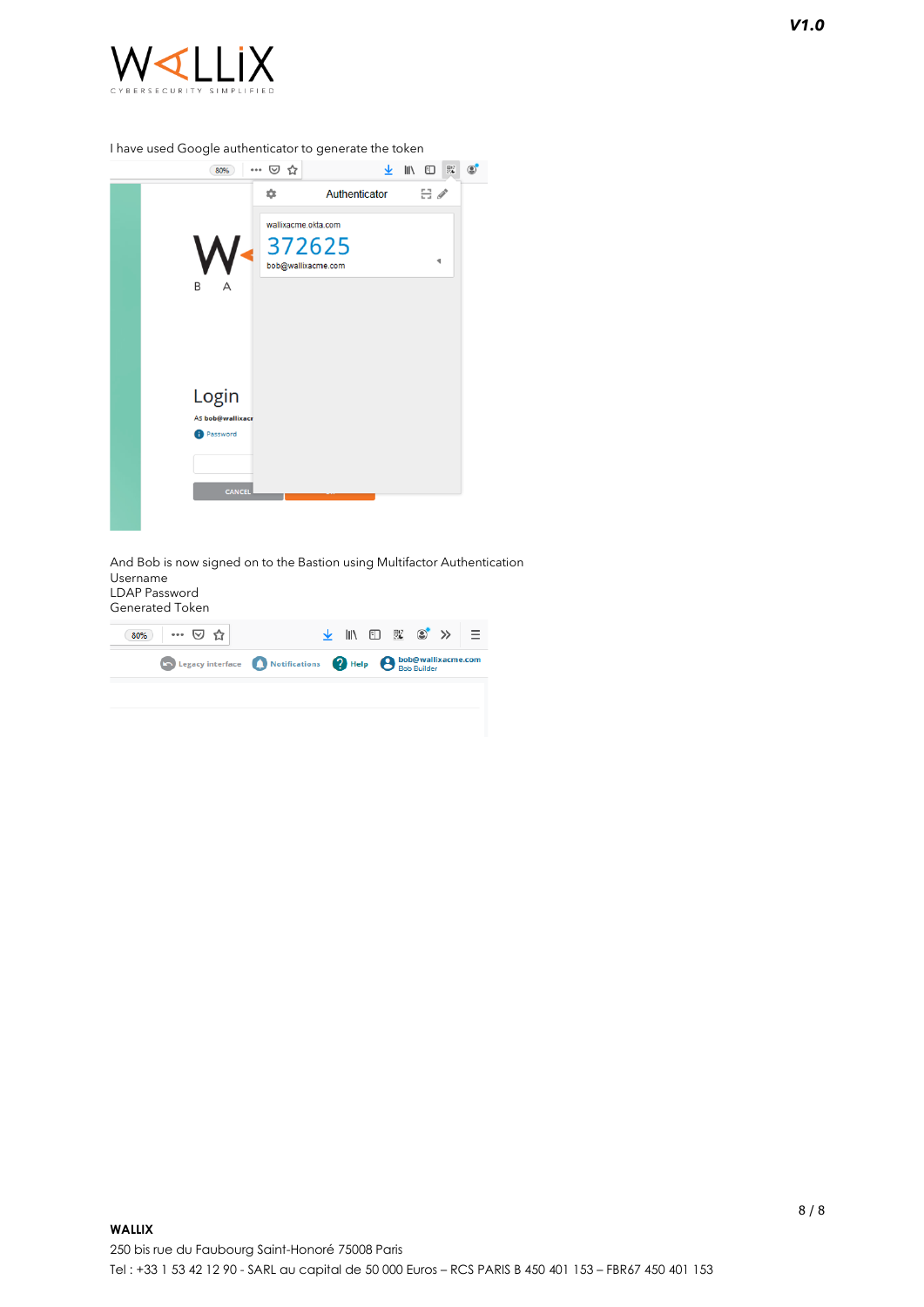I have used Google authenticator to generate the token

And Bob is now signed on to the Bastion using Multifactor Authentication
Username
LDAP Password
Generated Token